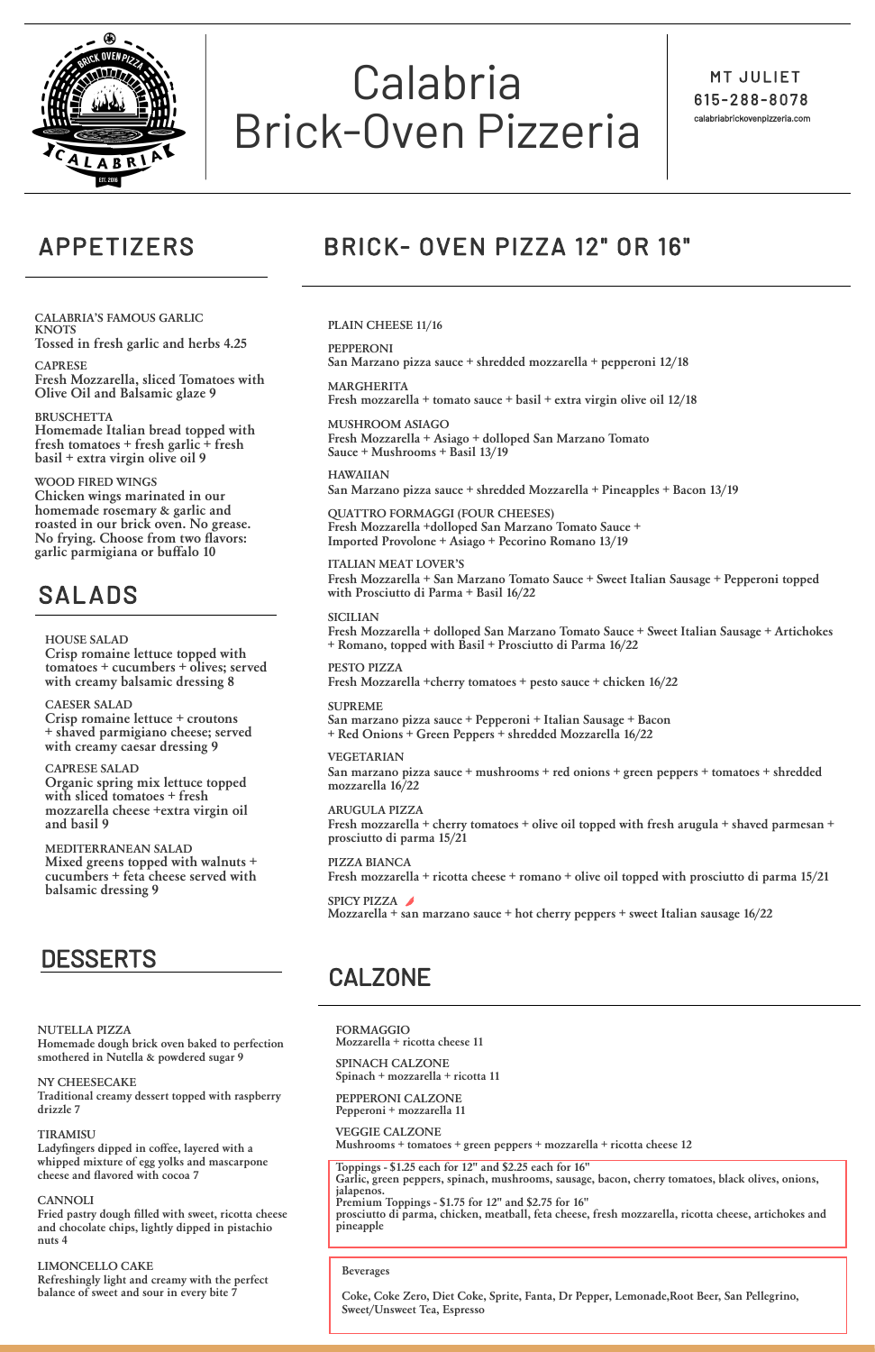# Calabria Brick-Oven Pizzeria

MT JULIET
615-288-8078
calabriabrickovenpizzeria.com

## APPETIZERS

**CALABRIA'S FAMOUS GARLIC KNOTS**
Tossed in fresh garlic and herbs 4.25

**CAPRESE**
Fresh Mozzarella, sliced Tomatoes with Olive Oil and Balsamic glaze 9

**BRUSCHETTA**
Homemade Italian bread topped with fresh tomatoes + fresh garlic + fresh basil + extra virgin olive oil 9

**WOOD FIRED WINGS**
Chicken wings marinated in our homemade rosemary & garlic and roasted in our brick oven. No grease. No frying. Choose from two flavors: garlic parmigiana or buffalo 10

## SALADS

**HOUSE SALAD**
Crisp romaine lettuce topped with tomatoes + cucumbers + olives; served with creamy balsamic dressing 8

**CAESER SALAD**
Crisp romaine lettuce + croutons + shaved parmigiano cheese; served with creamy caesar dressing 9

**CAPRESE SALAD**
Organic spring mix lettuce topped with sliced tomatoes + fresh mozzarella cheese +extra virgin oil and basil 9

**MEDITERRANEAN SALAD**
Mixed greens topped with walnuts + cucumbers + feta cheese served with balsamic dressing 9

## DESSERTS

**NUTELLA PIZZA**
Homemade dough brick oven baked to perfection smothered in Nutella & powdered sugar 9

**NY CHEESECAKE**
Traditional creamy dessert topped with raspberry drizzle 7

**TIRAMISU**
Ladyfingers dipped in coffee, layered with a whipped mixture of egg yolks and mascarpone cheese and flavored with cocoa 7

**CANNOLI**
Fried pastry dough filled with sweet, ricotta cheese and chocolate chips, lightly dipped in pistachio nuts 4

**LIMONCELLO CAKE**
Refreshingly light and creamy with the perfect balance of sweet and sour in every bite 7

## BRICK- OVEN PIZZA 12" OR 16"

**PLAIN CHEESE** 11/16

**PEPPERONI**
San Marzano pizza sauce + shredded mozzarella + pepperoni 12/18

**MARGHERITA**
Fresh mozzarella + tomato sauce + basil + extra virgin olive oil 12/18

**MUSHROOM ASIAGO**
Fresh Mozzarella + Asiago + dolloped San Marzano Tomato Sauce + Mushrooms + Basil 13/19

**HAWAIIAN**
San Marzano pizza sauce + shredded Mozzarella + Pineapples + Bacon 13/19

**QUATTRO FORMAGGI (FOUR CHEESES)**
Fresh Mozzarella +dolloped San Marzano Tomato Sauce + Imported Provolone + Asiago + Pecorino Romano 13/19

**ITALIAN MEAT LOVER'S**
Fresh Mozzarella + San Marzano Tomato Sauce + Sweet Italian Sausage + Pepperoni topped with Prosciutto di Parma + Basil 16/22

**SICILIAN**
Fresh Mozzarella + dolloped San Marzano Tomato Sauce + Sweet Italian Sausage + Artichokes + Romano, topped with Basil + Prosciutto di Parma 16/22

**PESTO PIZZA**
Fresh Mozzarella +cherry tomatoes + pesto sauce + chicken 16/22

**SUPREME**
San marzano pizza sauce + Pepperoni + Italian Sausage + Bacon + Red Onions + Green Peppers + shredded Mozzarella 16/22

**VEGETARIAN**
San marzano pizza sauce + mushrooms + red onions + green peppers + tomatoes + shredded mozzarella 16/22

**ARUGULA PIZZA**
Fresh mozzarella + cherry tomatoes + olive oil topped with fresh arugula + shaved parmesan + prosciutto di parma 15/21

**PIZZA BIANCA**
Fresh mozzarella + ricotta cheese + romano + olive oil topped with prosciutto di parma 15/21

**SPICY PIZZA**
Mozzarella + san marzano sauce + hot cherry peppers + sweet Italian sausage 16/22

## CALZONE

**FORMAGGIO**
Mozzarella + ricotta cheese 11

**SPINACH CALZONE**
Spinach + mozzarella + ricotta 11

**PEPPERONI CALZONE**
Pepperoni + mozzarella 11

**VEGGIE CALZONE**
Mushrooms + tomatoes + green peppers + mozzarella + ricotta cheese 12

Toppings - $1.25 each for 12" and $2.25 each for 16"
Garlic, green peppers, spinach, mushrooms, sausage, bacon, cherry tomatoes, black olives, onions, jalapenos.
Premium Toppings - $1.75 for 12" and $2.75 for 16"
prosciutto di parma, chicken, meatball, feta cheese, fresh mozzarella, ricotta cheese, artichokes and pineapple

**Beverages**

Coke, Coke Zero, Diet Coke, Sprite, Fanta, Dr Pepper, Lemonade,Root Beer, San Pellegrino, Sweet/Unsweet Tea, Espresso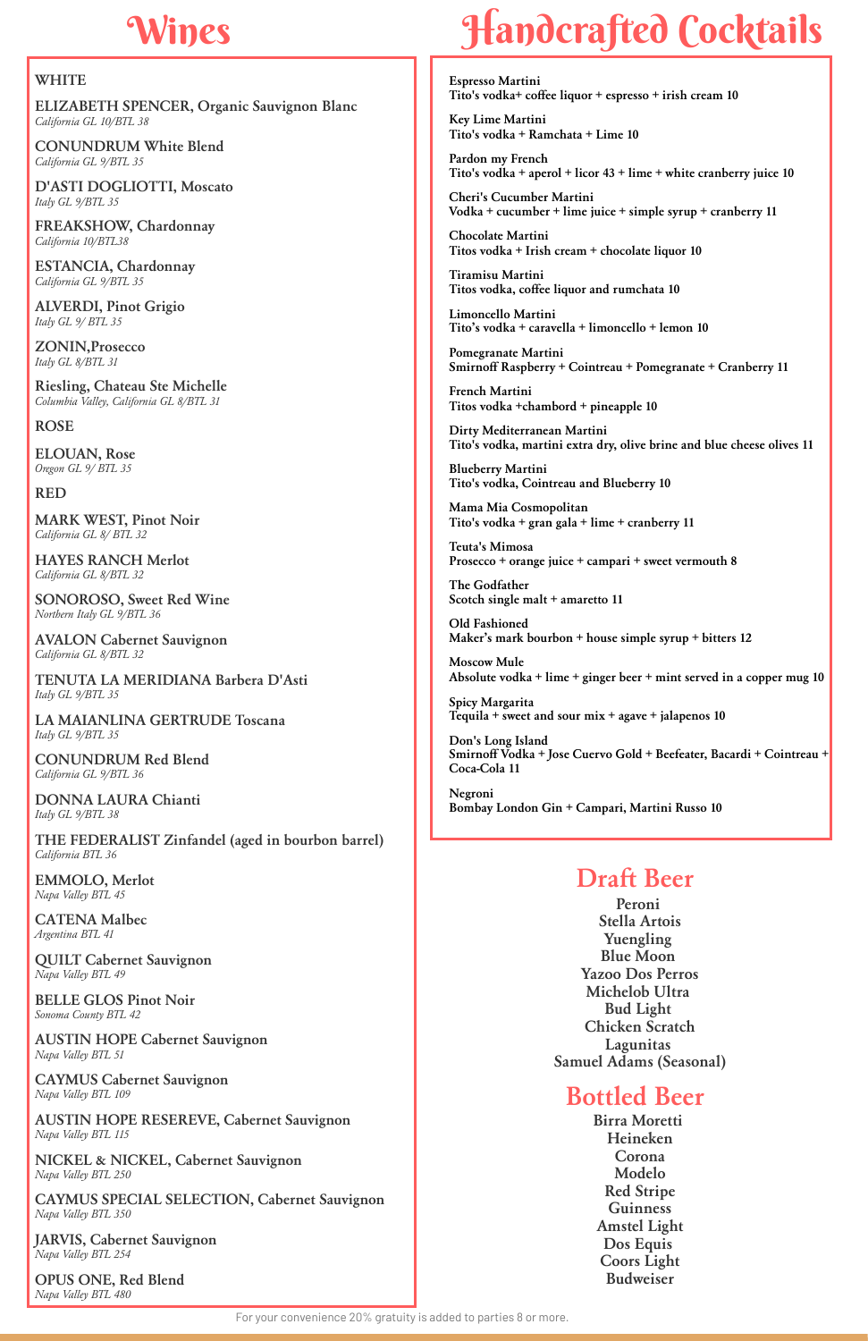# Wines

**WHITE**

**ELIZABETH SPENCER, Organic Sauvignon Blanc**
*California GL 10/BTL 38*

**CONUNDRUM White Blend**
*California GL 9/BTL 35*

**D'ASTI DOGLIOTTI, Moscato**
*Italy GL 9/BTL 35*

**FREAKSHOW, Chardonnay**
*California 10/BTL38*

**ESTANCIA, Chardonnay**
*California GL 9/BTL 35*

**ALVERDI, Pinot Grigio**
*Italy GL 9/ BTL 35*

**ZONIN,Prosecco**
*Italy GL 8/BTL 31*

**Riesling, Chateau Ste Michelle**
*Columbia Valley, California GL 8/BTL 31*

**ROSE**

**ELOUAN, Rose**
*Oregon GL 9/ BTL 35*

**RED**

**MARK WEST, Pinot Noir**
*California GL 8/ BTL 32*

**HAYES RANCH Merlot**
*California GL 8/BTL 32*

**SONOROSO, Sweet Red Wine**
*Northern Italy GL 9/BTL 36*

**AVALON Cabernet Sauvignon**
*California GL 8/BTL 32*

**TENUTA LA MERIDIANA Barbera D'Asti**
*Italy GL 9/BTL 35*

**LA MAIANLINA GERTRUDE Toscana**
*Italy GL 9/BTL 35*

**CONUNDRUM Red Blend**
*California GL 9/BTL 36*

**DONNA LAURA Chianti**
*Italy GL 9/BTL 38*

**THE FEDERALIST Zinfandel (aged in bourbon barrel)**
*California BTL 36*

**EMMOLO, Merlot**
*Napa Valley BTL 45*

**CATENA Malbec**
*Argentina BTL 41*

**QUILT Cabernet Sauvignon**
*Napa Valley BTL 49*

**BELLE GLOS Pinot Noir**
*Sonoma County BTL 42*

**AUSTIN HOPE Cabernet Sauvignon**
*Napa Valley BTL 51*

**CAYMUS Cabernet Sauvignon**
*Napa Valley BTL 109*

**AUSTIN HOPE RESEREVE, Cabernet Sauvignon**
*Napa Valley BTL 115*

**NICKEL & NICKEL, Cabernet Sauvignon**
*Napa Valley BTL 250*

**CAYMUS SPECIAL SELECTION, Cabernet Sauvignon**
*Napa Valley BTL 350*

**JARVIS, Cabernet Sauvignon**
*Napa Valley BTL 254*

**OPUS ONE, Red Blend**
*Napa Valley BTL 480*

# Handcrafted Cocktails

**Espresso Martini**
**Tito's vodka+ coffee liquor + espresso + irish cream 10**

**Key Lime Martini**
**Tito's vodka + Ramchata + Lime 10**

**Pardon my French**
**Tito's vodka + aperol + licor 43 + lime + white cranberry juice 10**

**Cheri's Cucumber Martini**
**Vodka + cucumber + lime juice + simple syrup + cranberry 11**

**Chocolate Martini**
**Titos vodka + Irish cream + chocolate liquor 10**

**Tiramisu Martini**
**Titos vodka, coffee liquor and rumchata 10**

**Limoncello Martini**
**Tito's vodka + caravella + limoncello + lemon 10**

**Pomegranate Martini**
**Smirnoff Raspberry + Cointreau + Pomegranate + Cranberry 11**

**French Martini**
**Titos vodka +chambord + pineapple 10**

**Dirty Mediterranean Martini**
**Tito's vodka, martini extra dry, olive brine and blue cheese olives 11**

**Blueberry Martini**
**Tito's vodka, Cointreau and Blueberry 10**

**Mama Mia Cosmopolitan**
**Tito's vodka + gran gala + lime + cranberry 11**

**Teuta's Mimosa**
**Prosecco + orange juice + campari + sweet vermouth 8**

**The Godfather**
**Scotch single malt + amaretto 11**

**Old Fashioned**
**Maker's mark bourbon + house simple syrup + bitters 12**

**Moscow Mule**
**Absolute vodka + lime + ginger beer + mint served in a copper mug 10**

**Spicy Margarita**
**Tequila + sweet and sour mix + agave + jalapenos 10**

**Don's Long Island**
**Smirnoff Vodka + Jose Cuervo Gold + Beefeater, Bacardi + Cointreau + Coca-Cola 11**

**Negroni**
**Bombay London Gin + Campari, Martini Russo 10**

## Draft Beer

Peroni
Stella Artois
Yuengling
Blue Moon
Yazoo Dos Perros
Michelob Ultra
Bud Light
Chicken Scratch
Lagunitas
Samuel Adams (Seasonal)

## Bottled Beer

Birra Moretti
Heineken
Corona
Modelo
Red Stripe
Guinness
Amstel Light
Dos Equis
Coors Light
Budweiser

For your convenience 20% gratuity is added to parties 8 or more.